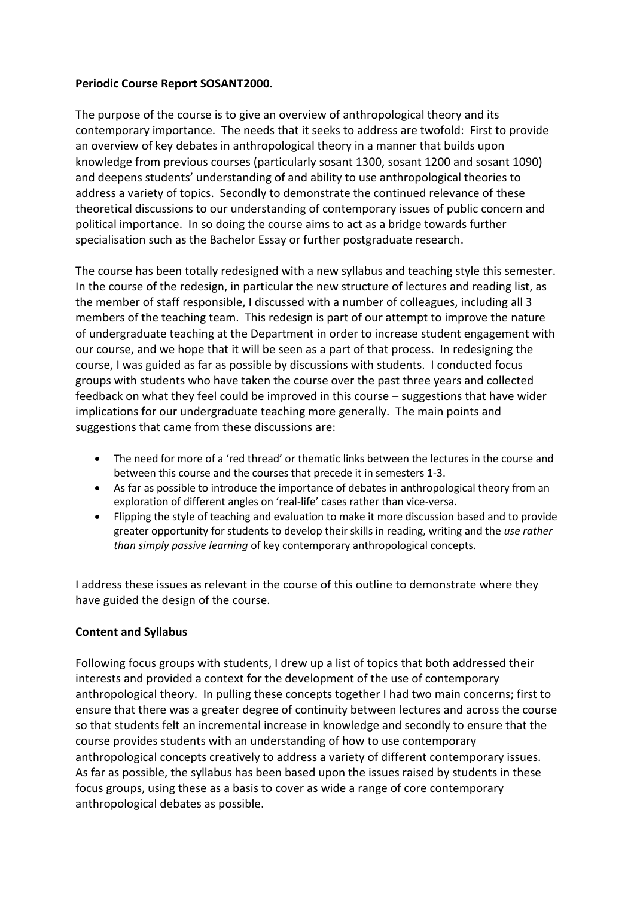**Periodic Course Report SOSANT2000.**

The purpose of the course is to give an overview of anthropological theory and its contemporary importance. The needs that it seeks to address are twofold: First to provide an overview of key debates in anthropological theory in a manner that builds upon knowledge from previous courses (particularly sosant 1300, sosant 1200 and sosant 1090) and deepens students' understanding of and ability to use anthropological theories to address a variety of topics. Secondly to demonstrate the continued relevance of these theoretical discussions to our understanding of contemporary issues of public concern and political importance. In so doing the course aims to act as a bridge towards further specialisation such as the Bachelor Essay or further postgraduate research.

The course has been totally redesigned with a new syllabus and teaching style this semester. In the course of the redesign, in particular the new structure of lectures and reading list, as the member of staff responsible, I discussed with a number of colleagues, including all 3 members of the teaching team. This redesign is part of our attempt to improve the nature of undergraduate teaching at the Department in order to increase student engagement with our course, and we hope that it will be seen as a part of that process. In redesigning the course, I was guided as far as possible by discussions with students. I conducted focus groups with students who have taken the course over the past three years and collected feedback on what they feel could be improved in this course – suggestions that have wider implications for our undergraduate teaching more generally. The main points and suggestions that came from these discussions are:

- The need for more of a 'red thread' or thematic links between the lectures in the course and between this course and the courses that precede it in semesters 1-3.
- As far as possible to introduce the importance of debates in anthropological theory from an exploration of different angles on 'real-life' cases rather than vice-versa.
- Flipping the style of teaching and evaluation to make it more discussion based and to provide greater opportunity for students to develop their skills in reading, writing and the *use rather than simply passive learning* of key contemporary anthropological concepts.

I address these issues as relevant in the course of this outline to demonstrate where they have guided the design of the course.

**Content and Syllabus**

Following focus groups with students, I drew up a list of topics that both addressed their interests and provided a context for the development of the use of contemporary anthropological theory. In pulling these concepts together I had two main concerns; first to ensure that there was a greater degree of continuity between lectures and across the course so that students felt an incremental increase in knowledge and secondly to ensure that the course provides students with an understanding of how to use contemporary anthropological concepts creatively to address a variety of different contemporary issues. As far as possible, the syllabus has been based upon the issues raised by students in these focus groups, using these as a basis to cover as wide a range of core contemporary anthropological debates as possible.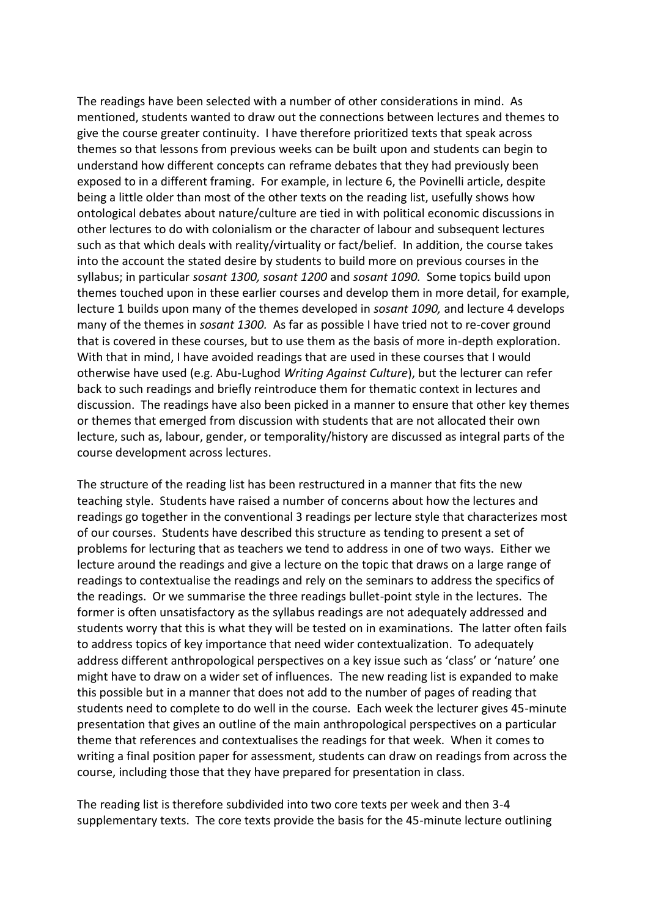The readings have been selected with a number of other considerations in mind. As mentioned, students wanted to draw out the connections between lectures and themes to give the course greater continuity. I have therefore prioritized texts that speak across themes so that lessons from previous weeks can be built upon and students can begin to understand how different concepts can reframe debates that they had previously been exposed to in a different framing. For example, in lecture 6, the Povinelli article, despite being a little older than most of the other texts on the reading list, usefully shows how ontological debates about nature/culture are tied in with political economic discussions in other lectures to do with colonialism or the character of labour and subsequent lectures such as that which deals with reality/virtuality or fact/belief. In addition, the course takes into the account the stated desire by students to build more on previous courses in the syllabus; in particular *sosant 1300, sosant 1200* and *sosant 1090.* Some topics build upon themes touched upon in these earlier courses and develop them in more detail, for example, lecture 1 builds upon many of the themes developed in *sosant 1090,* and lecture 4 develops many of the themes in *sosant 1300.* As far as possible I have tried not to re-cover ground that is covered in these courses, but to use them as the basis of more in-depth exploration. With that in mind, I have avoided readings that are used in these courses that I would otherwise have used (e.g. Abu-Lughod *Writing Against Culture*), but the lecturer can refer back to such readings and briefly reintroduce them for thematic context in lectures and discussion. The readings have also been picked in a manner to ensure that other key themes or themes that emerged from discussion with students that are not allocated their own lecture, such as, labour, gender, or temporality/history are discussed as integral parts of the course development across lectures.

The structure of the reading list has been restructured in a manner that fits the new teaching style. Students have raised a number of concerns about how the lectures and readings go together in the conventional 3 readings per lecture style that characterizes most of our courses. Students have described this structure as tending to present a set of problems for lecturing that as teachers we tend to address in one of two ways. Either we lecture around the readings and give a lecture on the topic that draws on a large range of readings to contextualise the readings and rely on the seminars to address the specifics of the readings. Or we summarise the three readings bullet-point style in the lectures. The former is often unsatisfactory as the syllabus readings are not adequately addressed and students worry that this is what they will be tested on in examinations. The latter often fails to address topics of key importance that need wider contextualization. To adequately address different anthropological perspectives on a key issue such as 'class' or 'nature' one might have to draw on a wider set of influences. The new reading list is expanded to make this possible but in a manner that does not add to the number of pages of reading that students need to complete to do well in the course. Each week the lecturer gives 45-minute presentation that gives an outline of the main anthropological perspectives on a particular theme that references and contextualises the readings for that week. When it comes to writing a final position paper for assessment, students can draw on readings from across the course, including those that they have prepared for presentation in class.

The reading list is therefore subdivided into two core texts per week and then 3-4 supplementary texts. The core texts provide the basis for the 45-minute lecture outlining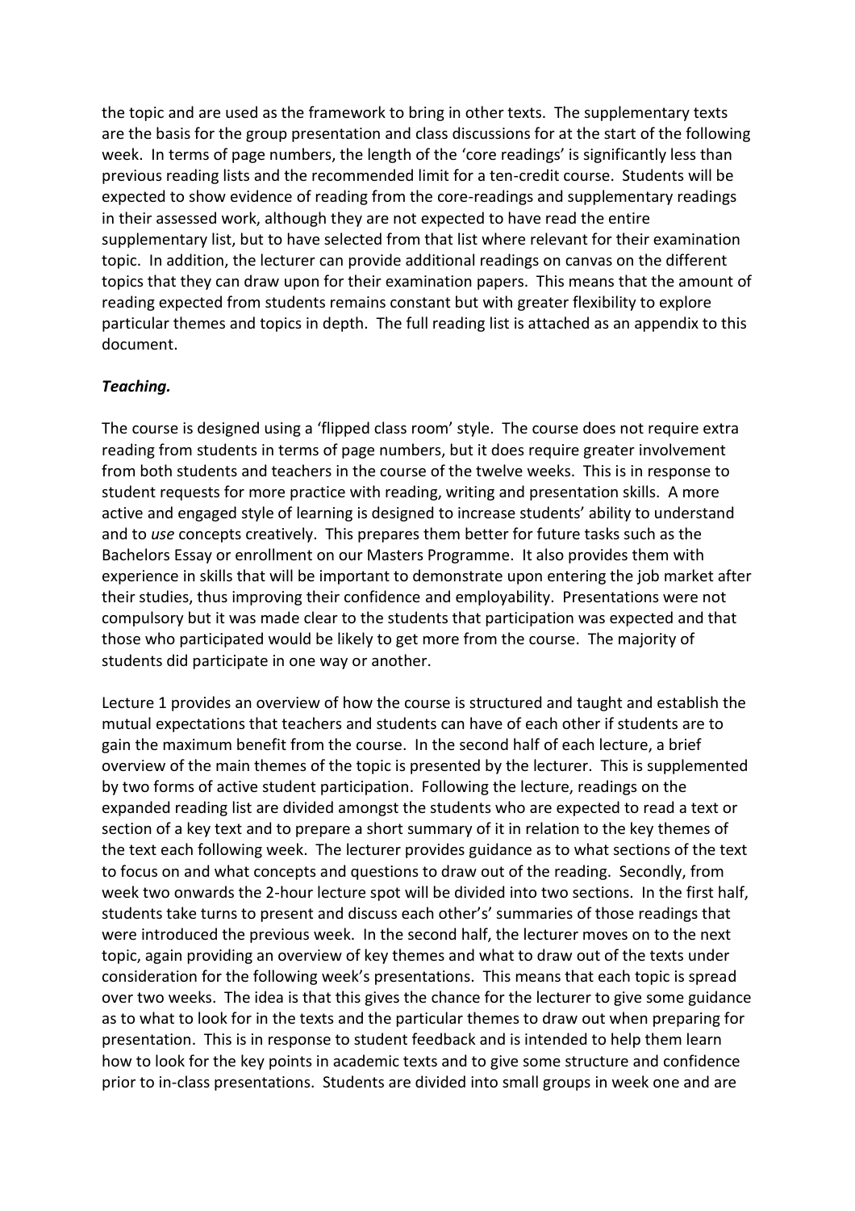the topic and are used as the framework to bring in other texts. The supplementary texts are the basis for the group presentation and class discussions for at the start of the following week. In terms of page numbers, the length of the 'core readings' is significantly less than previous reading lists and the recommended limit for a ten-credit course. Students will be expected to show evidence of reading from the core-readings and supplementary readings in their assessed work, although they are not expected to have read the entire supplementary list, but to have selected from that list where relevant for their examination topic. In addition, the lecturer can provide additional readings on canvas on the different topics that they can draw upon for their examination papers. This means that the amount of reading expected from students remains constant but with greater flexibility to explore particular themes and topics in depth. The full reading list is attached as an appendix to this document.

***Teaching.***

The course is designed using a 'flipped class room' style. The course does not require extra reading from students in terms of page numbers, but it does require greater involvement from both students and teachers in the course of the twelve weeks. This is in response to student requests for more practice with reading, writing and presentation skills. A more active and engaged style of learning is designed to increase students' ability to understand and to *use* concepts creatively. This prepares them better for future tasks such as the Bachelors Essay or enrollment on our Masters Programme. It also provides them with experience in skills that will be important to demonstrate upon entering the job market after their studies, thus improving their confidence and employability. Presentations were not compulsory but it was made clear to the students that participation was expected and that those who participated would be likely to get more from the course. The majority of students did participate in one way or another.

Lecture 1 provides an overview of how the course is structured and taught and establish the mutual expectations that teachers and students can have of each other if students are to gain the maximum benefit from the course. In the second half of each lecture, a brief overview of the main themes of the topic is presented by the lecturer. This is supplemented by two forms of active student participation. Following the lecture, readings on the expanded reading list are divided amongst the students who are expected to read a text or section of a key text and to prepare a short summary of it in relation to the key themes of the text each following week. The lecturer provides guidance as to what sections of the text to focus on and what concepts and questions to draw out of the reading. Secondly, from week two onwards the 2-hour lecture spot will be divided into two sections. In the first half, students take turns to present and discuss each other's' summaries of those readings that were introduced the previous week. In the second half, the lecturer moves on to the next topic, again providing an overview of key themes and what to draw out of the texts under consideration for the following week's presentations. This means that each topic is spread over two weeks. The idea is that this gives the chance for the lecturer to give some guidance as to what to look for in the texts and the particular themes to draw out when preparing for presentation. This is in response to student feedback and is intended to help them learn how to look for the key points in academic texts and to give some structure and confidence prior to in-class presentations. Students are divided into small groups in week one and are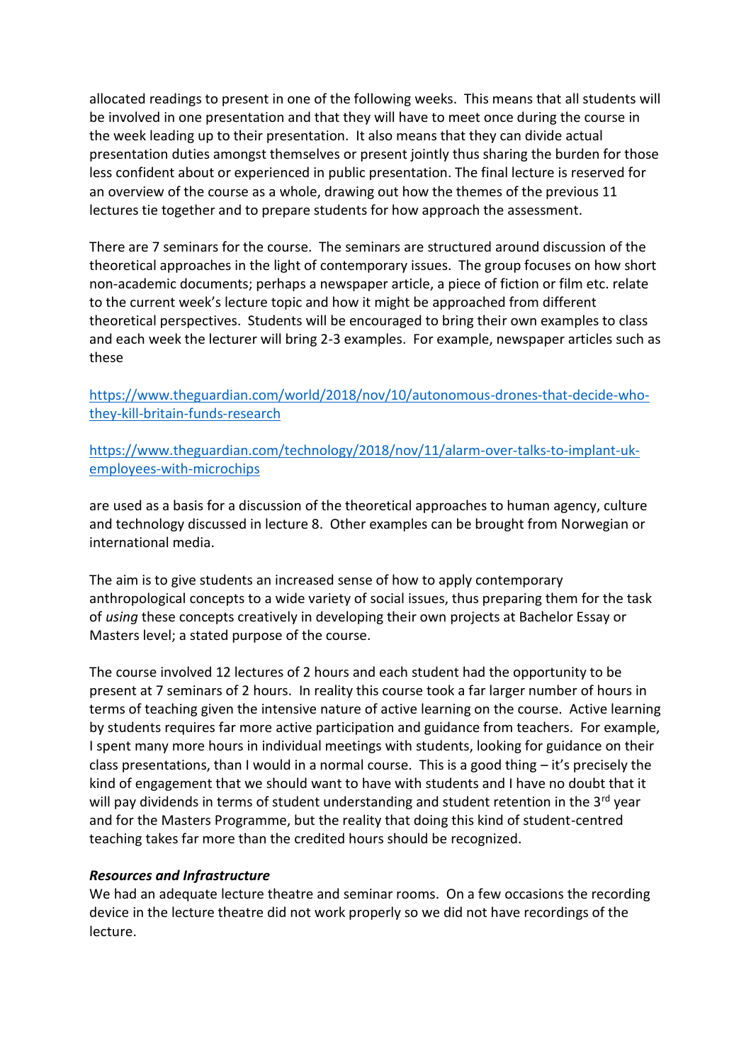allocated readings to present in one of the following weeks. This means that all students will be involved in one presentation and that they will have to meet once during the course in the week leading up to their presentation. It also means that they can divide actual presentation duties amongst themselves or present jointly thus sharing the burden for those less confident about or experienced in public presentation. The final lecture is reserved for an overview of the course as a whole, drawing out how the themes of the previous 11 lectures tie together and to prepare students for how approach the assessment.

There are 7 seminars for the course. The seminars are structured around discussion of the theoretical approaches in the light of contemporary issues. The group focuses on how short non-academic documents; perhaps a newspaper article, a piece of fiction or film etc. relate to the current week's lecture topic and how it might be approached from different theoretical perspectives. Students will be encouraged to bring their own examples to class and each week the lecturer will bring 2-3 examples. For example, newspaper articles such as these

[https://www.theguardian.com/world/2018/nov/10/autonomous-drones-that-decide-who-they-kill-britain-funds-research](https://www.theguardian.com/world/2018/nov/10/autonomous-drones-that-decide-who-they-kill-britain-funds-research)

[https://www.theguardian.com/technology/2018/nov/11/alarm-over-talks-to-implant-uk-employees-with-microchips](https://www.theguardian.com/technology/2018/nov/11/alarm-over-talks-to-implant-uk-employees-with-microchips)

are used as a basis for a discussion of the theoretical approaches to human agency, culture and technology discussed in lecture 8. Other examples can be brought from Norwegian or international media.

The aim is to give students an increased sense of how to apply contemporary anthropological concepts to a wide variety of social issues, thus preparing them for the task of *using* these concepts creatively in developing their own projects at Bachelor Essay or Masters level; a stated purpose of the course.

The course involved 12 lectures of 2 hours and each student had the opportunity to be present at 7 seminars of 2 hours. In reality this course took a far larger number of hours in terms of teaching given the intensive nature of active learning on the course. Active learning by students requires far more active participation and guidance from teachers. For example, I spent many more hours in individual meetings with students, looking for guidance on their class presentations, than I would in a normal course. This is a good thing – it's precisely the kind of engagement that we should want to have with students and I have no doubt that it will pay dividends in terms of student understanding and student retention in the 3rd year and for the Masters Programme, but the reality that doing this kind of student-centred teaching takes far more than the credited hours should be recognized.

***Resources and Infrastructure***

We had an adequate lecture theatre and seminar rooms. On a few occasions the recording device in the lecture theatre did not work properly so we did not have recordings of the lecture.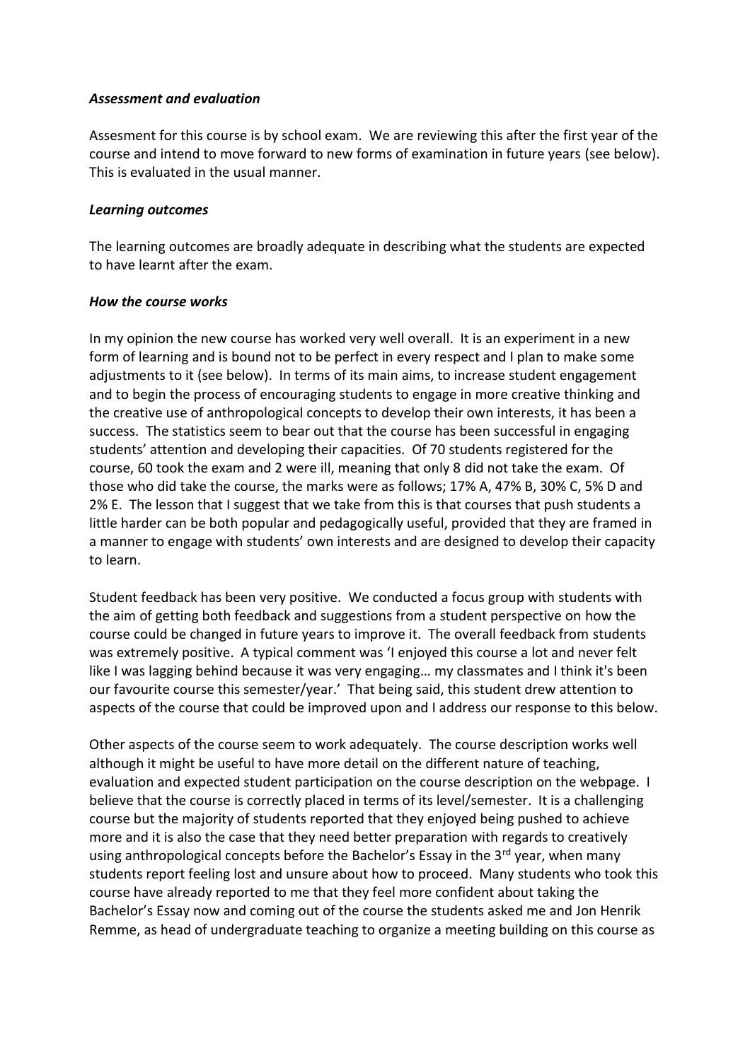### *Assessment and evaluation*

Assesment for this course is by school exam. We are reviewing this after the first year of the course and intend to move forward to new forms of examination in future years (see below). This is evaluated in the usual manner.

### *Learning outcomes*

The learning outcomes are broadly adequate in describing what the students are expected to have learnt after the exam.

### *How the course works*

In my opinion the new course has worked very well overall. It is an experiment in a new form of learning and is bound not to be perfect in every respect and I plan to make some adjustments to it (see below). In terms of its main aims, to increase student engagement and to begin the process of encouraging students to engage in more creative thinking and the creative use of anthropological concepts to develop their own interests, it has been a success. The statistics seem to bear out that the course has been successful in engaging students' attention and developing their capacities. Of 70 students registered for the course, 60 took the exam and 2 were ill, meaning that only 8 did not take the exam. Of those who did take the course, the marks were as follows; 17% A, 47% B, 30% C, 5% D and 2% E. The lesson that I suggest that we take from this is that courses that push students a little harder can be both popular and pedagogically useful, provided that they are framed in a manner to engage with students' own interests and are designed to develop their capacity to learn.

Student feedback has been very positive. We conducted a focus group with students with the aim of getting both feedback and suggestions from a student perspective on how the course could be changed in future years to improve it. The overall feedback from students was extremely positive. A typical comment was 'I enjoyed this course a lot and never felt like I was lagging behind because it was very engaging… my classmates and I think it's been our favourite course this semester/year.' That being said, this student drew attention to aspects of the course that could be improved upon and I address our response to this below.

Other aspects of the course seem to work adequately. The course description works well although it might be useful to have more detail on the different nature of teaching, evaluation and expected student participation on the course description on the webpage. I believe that the course is correctly placed in terms of its level/semester. It is a challenging course but the majority of students reported that they enjoyed being pushed to achieve more and it is also the case that they need better preparation with regards to creatively using anthropological concepts before the Bachelor's Essay in the 3rd year, when many students report feeling lost and unsure about how to proceed. Many students who took this course have already reported to me that they feel more confident about taking the Bachelor's Essay now and coming out of the course the students asked me and Jon Henrik Remme, as head of undergraduate teaching to organize a meeting building on this course as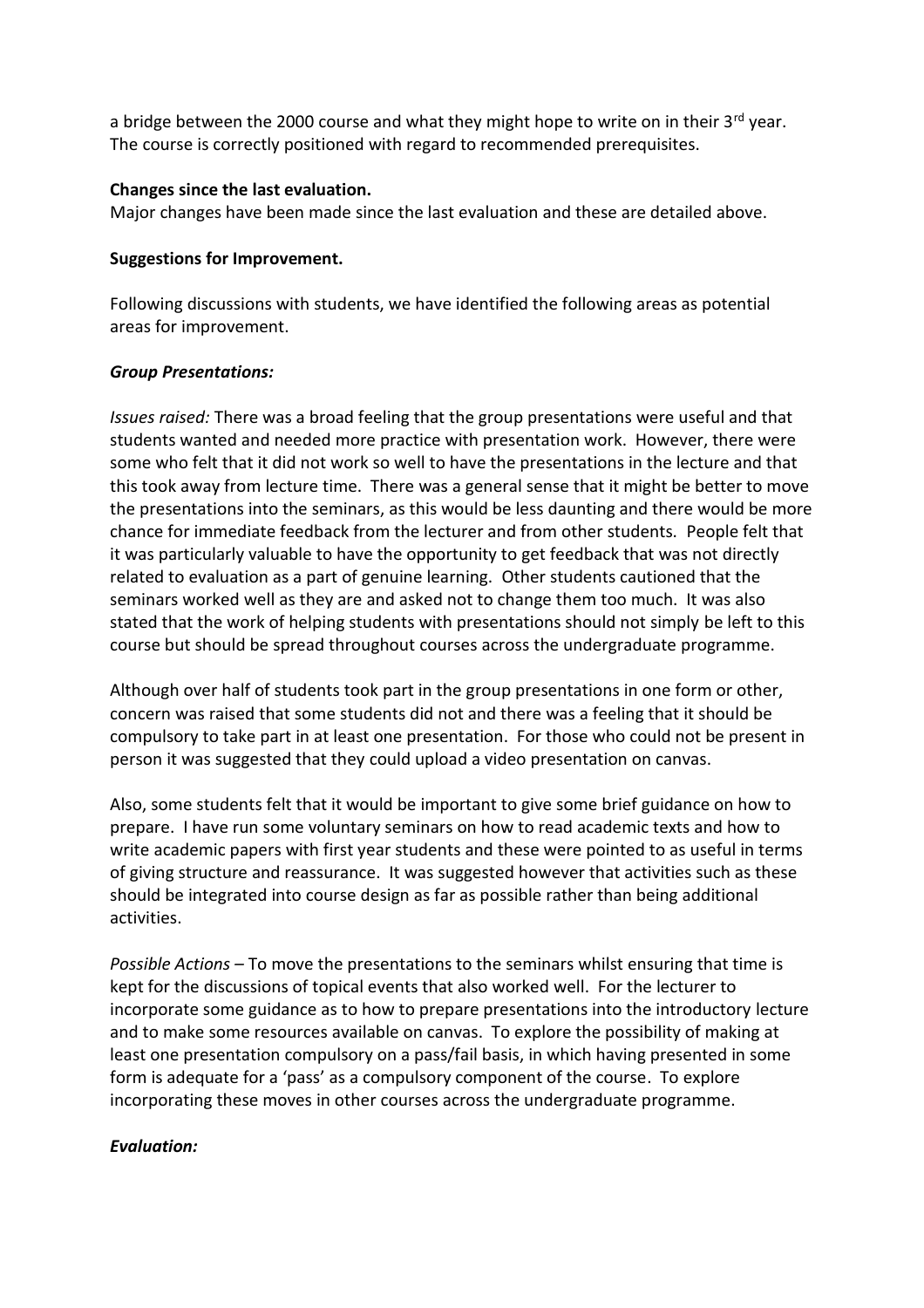a bridge between the 2000 course and what they might hope to write on in their 3rd year. The course is correctly positioned with regard to recommended prerequisites.

**Changes since the last evaluation.**

Major changes have been made since the last evaluation and these are detailed above.

**Suggestions for Improvement.**

Following discussions with students, we have identified the following areas as potential areas for improvement.

***Group Presentations:***

*Issues raised:* There was a broad feeling that the group presentations were useful and that students wanted and needed more practice with presentation work. However, there were some who felt that it did not work so well to have the presentations in the lecture and that this took away from lecture time. There was a general sense that it might be better to move the presentations into the seminars, as this would be less daunting and there would be more chance for immediate feedback from the lecturer and from other students. People felt that it was particularly valuable to have the opportunity to get feedback that was not directly related to evaluation as a part of genuine learning. Other students cautioned that the seminars worked well as they are and asked not to change them too much. It was also stated that the work of helping students with presentations should not simply be left to this course but should be spread throughout courses across the undergraduate programme.

Although over half of students took part in the group presentations in one form or other, concern was raised that some students did not and there was a feeling that it should be compulsory to take part in at least one presentation. For those who could not be present in person it was suggested that they could upload a video presentation on canvas.

Also, some students felt that it would be important to give some brief guidance on how to prepare. I have run some voluntary seminars on how to read academic texts and how to write academic papers with first year students and these were pointed to as useful in terms of giving structure and reassurance. It was suggested however that activities such as these should be integrated into course design as far as possible rather than being additional activities.

*Possible Actions* – To move the presentations to the seminars whilst ensuring that time is kept for the discussions of topical events that also worked well. For the lecturer to incorporate some guidance as to how to prepare presentations into the introductory lecture and to make some resources available on canvas. To explore the possibility of making at least one presentation compulsory on a pass/fail basis, in which having presented in some form is adequate for a 'pass' as a compulsory component of the course. To explore incorporating these moves in other courses across the undergraduate programme.

***Evaluation:***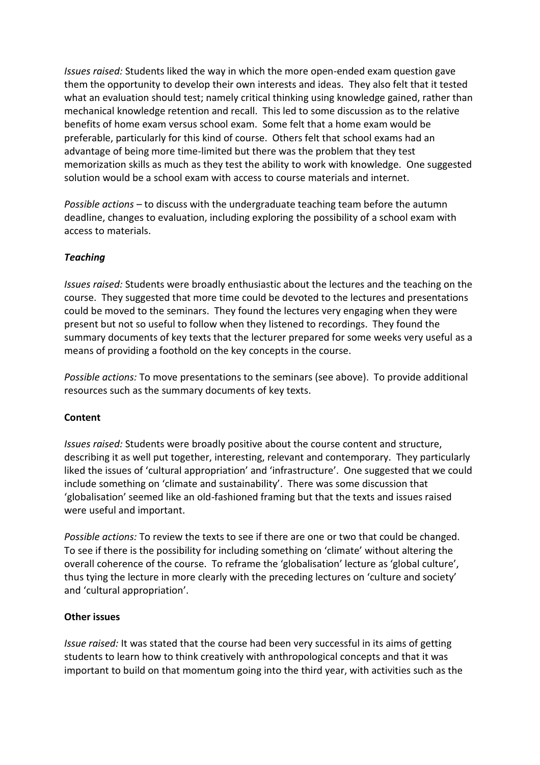*Issues raised:* Students liked the way in which the more open-ended exam question gave them the opportunity to develop their own interests and ideas. They also felt that it tested what an evaluation should test; namely critical thinking using knowledge gained, rather than mechanical knowledge retention and recall. This led to some discussion as to the relative benefits of home exam versus school exam. Some felt that a home exam would be preferable, particularly for this kind of course. Others felt that school exams had an advantage of being more time-limited but there was the problem that they test memorization skills as much as they test the ability to work with knowledge. One suggested solution would be a school exam with access to course materials and internet.

*Possible actions* – to discuss with the undergraduate teaching team before the autumn deadline, changes to evaluation, including exploring the possibility of a school exam with access to materials.

***Teaching***

*Issues raised:* Students were broadly enthusiastic about the lectures and the teaching on the course. They suggested that more time could be devoted to the lectures and presentations could be moved to the seminars. They found the lectures very engaging when they were present but not so useful to follow when they listened to recordings. They found the summary documents of key texts that the lecturer prepared for some weeks very useful as a means of providing a foothold on the key concepts in the course.

*Possible actions:* To move presentations to the seminars (see above). To provide additional resources such as the summary documents of key texts.

**Content**

*Issues raised:* Students were broadly positive about the course content and structure, describing it as well put together, interesting, relevant and contemporary. They particularly liked the issues of 'cultural appropriation' and 'infrastructure'. One suggested that we could include something on 'climate and sustainability'. There was some discussion that 'globalisation' seemed like an old-fashioned framing but that the texts and issues raised were useful and important.

*Possible actions:* To review the texts to see if there are one or two that could be changed. To see if there is the possibility for including something on 'climate' without altering the overall coherence of the course. To reframe the 'globalisation' lecture as 'global culture', thus tying the lecture in more clearly with the preceding lectures on 'culture and society' and 'cultural appropriation'.

**Other issues**

*Issue raised:* It was stated that the course had been very successful in its aims of getting students to learn how to think creatively with anthropological concepts and that it was important to build on that momentum going into the third year, with activities such as the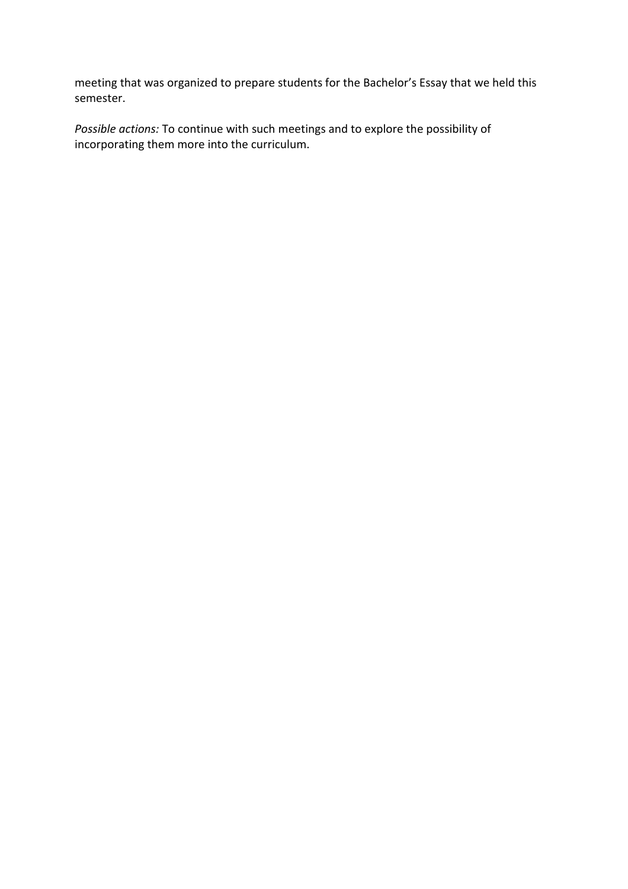meeting that was organized to prepare students for the Bachelor’s Essay that we held this semester.

*Possible actions:* To continue with such meetings and to explore the possibility of incorporating them more into the curriculum.